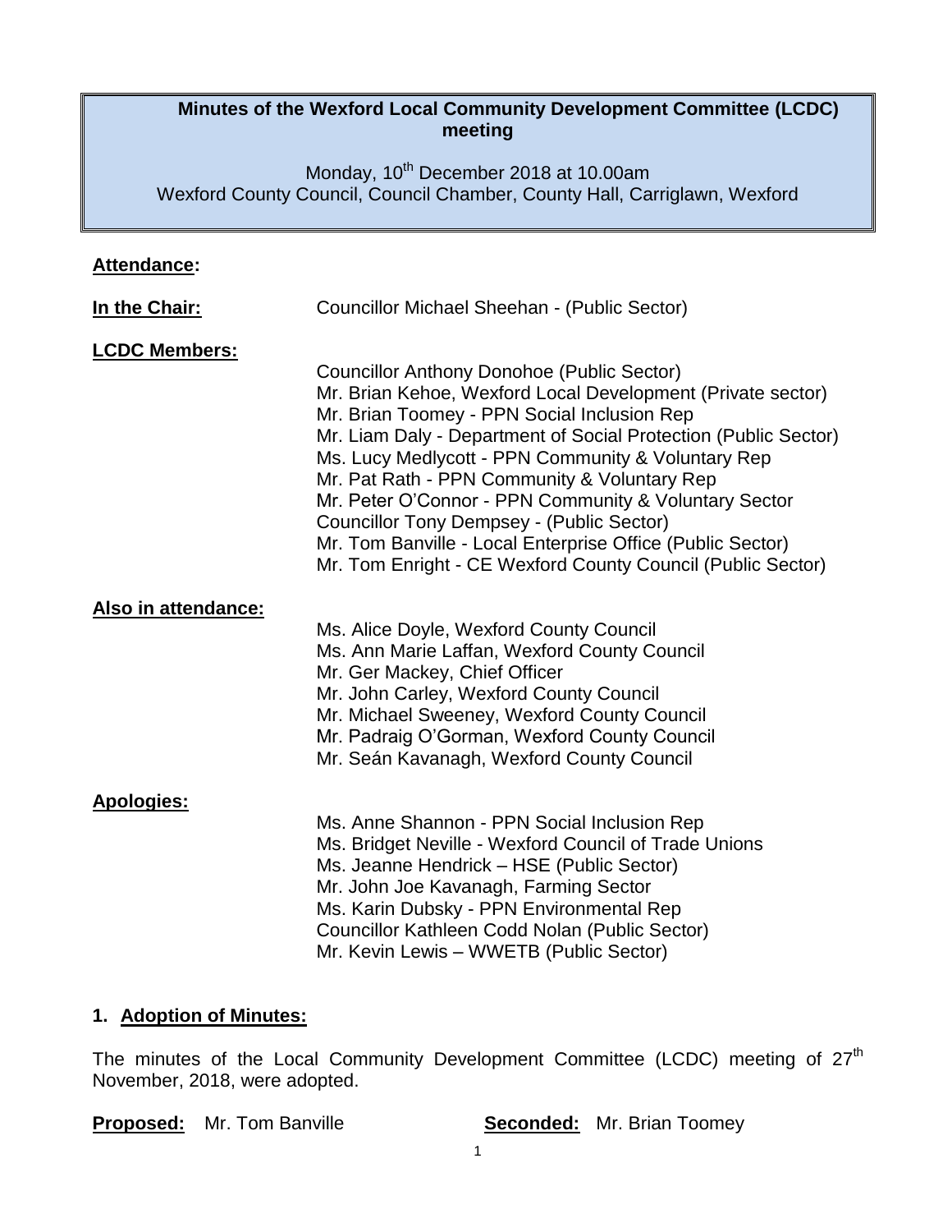# Minutes of the Wexford Local Community Development Committee (LCDC) meeting

Monday, 10th December 2018 at 10.00am
Wexford County Council, Council Chamber, County Hall, Carriglawn, Wexford

**Attendance:**

**In the Chair:** Councillor Michael Sheehan - (Public Sector)

**LCDC Members:**

Councillor Anthony Donohoe (Public Sector)
Mr. Brian Kehoe, Wexford Local Development (Private sector)
Mr. Brian Toomey - PPN Social Inclusion Rep
Mr. Liam Daly - Department of Social Protection (Public Sector)
Ms. Lucy Medlycott - PPN Community & Voluntary Rep
Mr. Pat Rath - PPN Community & Voluntary Rep
Mr. Peter O'Connor - PPN Community & Voluntary Sector
Councillor Tony Dempsey - (Public Sector)
Mr. Tom Banville - Local Enterprise Office (Public Sector)
Mr. Tom Enright - CE Wexford County Council (Public Sector)

**Also in attendance:**

Ms. Alice Doyle, Wexford County Council
Ms. Ann Marie Laffan, Wexford County Council
Mr. Ger Mackey, Chief Officer
Mr. John Carley, Wexford County Council
Mr. Michael Sweeney, Wexford County Council
Mr. Padraig O'Gorman, Wexford County Council
Mr. Seán Kavanagh, Wexford County Council

**Apologies:**

Ms. Anne Shannon - PPN Social Inclusion Rep
Ms. Bridget Neville - Wexford Council of Trade Unions
Ms. Jeanne Hendrick – HSE (Public Sector)
Mr. John Joe Kavanagh, Farming Sector
Ms. Karin Dubsky - PPN Environmental Rep
Councillor Kathleen Codd Nolan (Public Sector)
Mr. Kevin Lewis – WWETB (Public Sector)

## 1. Adoption of Minutes:

The minutes of the Local Community Development Committee (LCDC) meeting of 27th November, 2018, were adopted.

**Proposed:** Mr. Tom Banville **Seconded:** Mr. Brian Toomey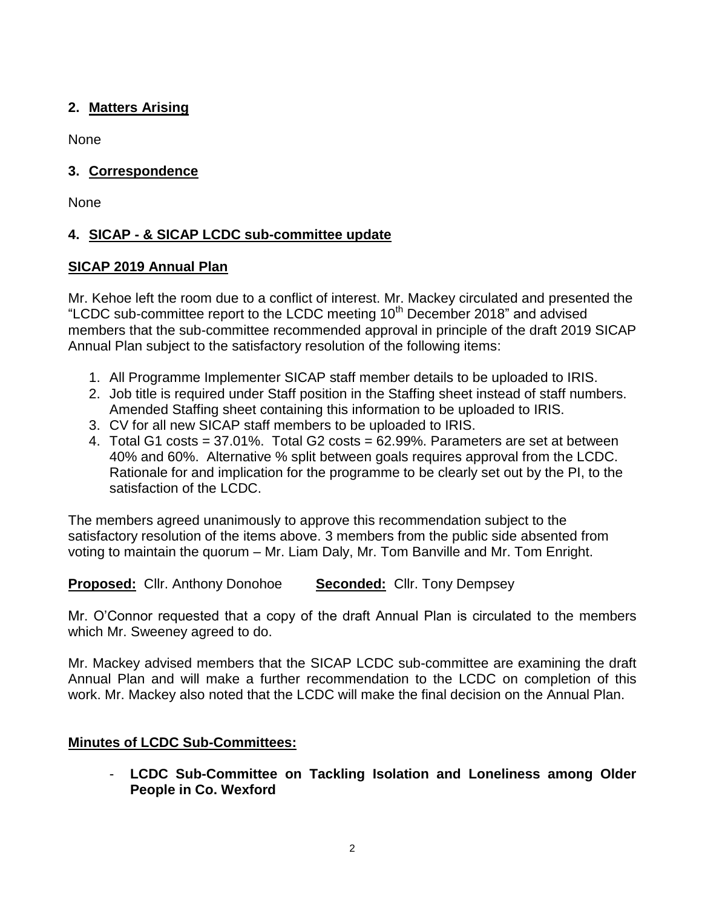## 2. Matters Arising

None

## 3. Correspondence

None

## 4. SICAP - & SICAP LCDC sub-committee update

### SICAP 2019 Annual Plan

Mr. Kehoe left the room due to a conflict of interest. Mr. Mackey circulated and presented the "LCDC sub-committee report to the LCDC meeting 10th December 2018" and advised members that the sub-committee recommended approval in principle of the draft 2019 SICAP Annual Plan subject to the satisfactory resolution of the following items:

1. All Programme Implementer SICAP staff member details to be uploaded to IRIS.
2. Job title is required under Staff position in the Staffing sheet instead of staff numbers. Amended Staffing sheet containing this information to be uploaded to IRIS.
3. CV for all new SICAP staff members to be uploaded to IRIS.
4. Total G1 costs = 37.01%. Total G2 costs = 62.99%. Parameters are set at between 40% and 60%. Alternative % split between goals requires approval from the LCDC. Rationale for and implication for the programme to be clearly set out by the PI, to the satisfaction of the LCDC.

The members agreed unanimously to approve this recommendation subject to the satisfactory resolution of the items above. 3 members from the public side absented from voting to maintain the quorum – Mr. Liam Daly, Mr. Tom Banville and Mr. Tom Enright.

**Proposed:** Cllr. Anthony Donohoe **Seconded:** Cllr. Tony Dempsey

Mr. O'Connor requested that a copy of the draft Annual Plan is circulated to the members which Mr. Sweeney agreed to do.

Mr. Mackey advised members that the SICAP LCDC sub-committee are examining the draft Annual Plan and will make a further recommendation to the LCDC on completion of this work. Mr. Mackey also noted that the LCDC will make the final decision on the Annual Plan.

### Minutes of LCDC Sub-Committees:

- **LCDC Sub-Committee on Tackling Isolation and Loneliness among Older People in Co. Wexford**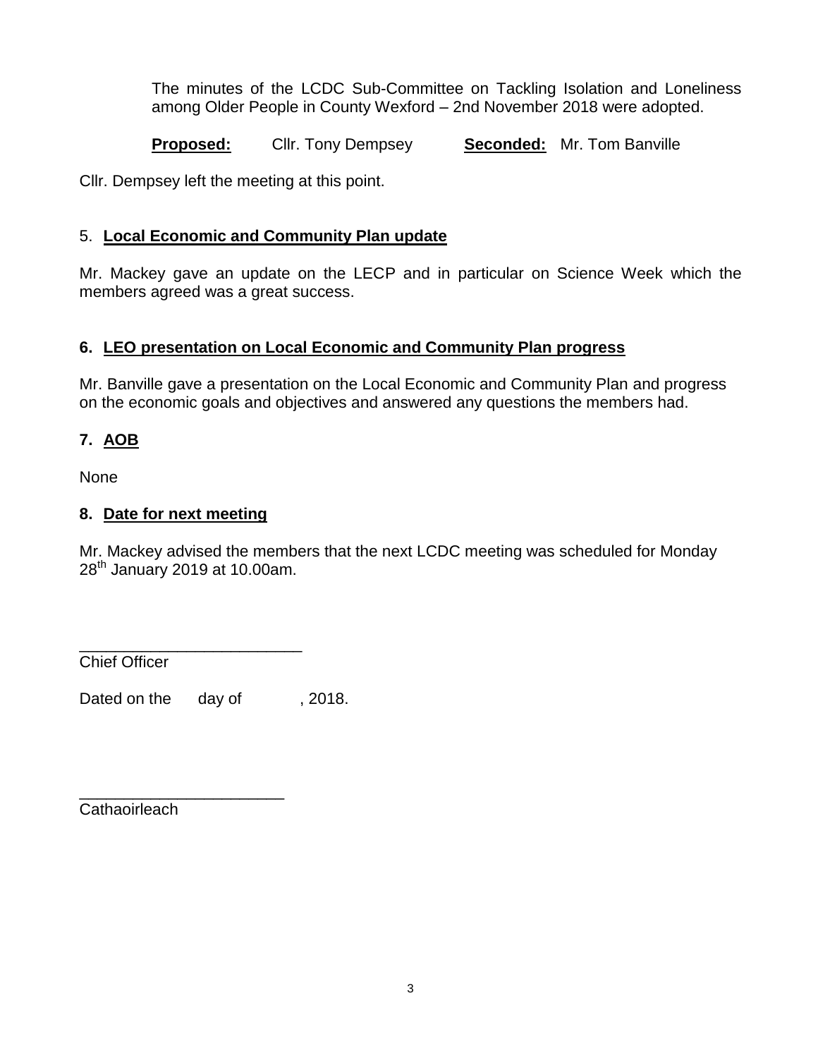The minutes of the LCDC Sub-Committee on Tackling Isolation and Loneliness among Older People in County Wexford – 2nd November 2018 were adopted.

**Proposed:** Cllr. Tony Dempsey **Seconded:** Mr. Tom Banville

Cllr. Dempsey left the meeting at this point.

## 5. **Local Economic and Community Plan update**

Mr. Mackey gave an update on the LECP and in particular on Science Week which the members agreed was a great success.

## 6. **LEO presentation on Local Economic and Community Plan progress**

Mr. Banville gave a presentation on the Local Economic and Community Plan and progress on the economic goals and objectives and answered any questions the members had.

## 7. **AOB**

None

## 8. **Date for next meeting**

Mr. Mackey advised the members that the next LCDC meeting was scheduled for Monday 28th January 2019 at 10.00am.

\_\_\_\_\_\_\_\_\_\_\_\_\_\_\_\_\_\_\_\_\_\_\_\_\_\_
Chief Officer

Dated on the day of , 2018.

\_\_\_\_\_\_\_\_\_\_\_\_\_\_\_\_\_\_\_\_\_\_\_\_\_
Cathaoirleach